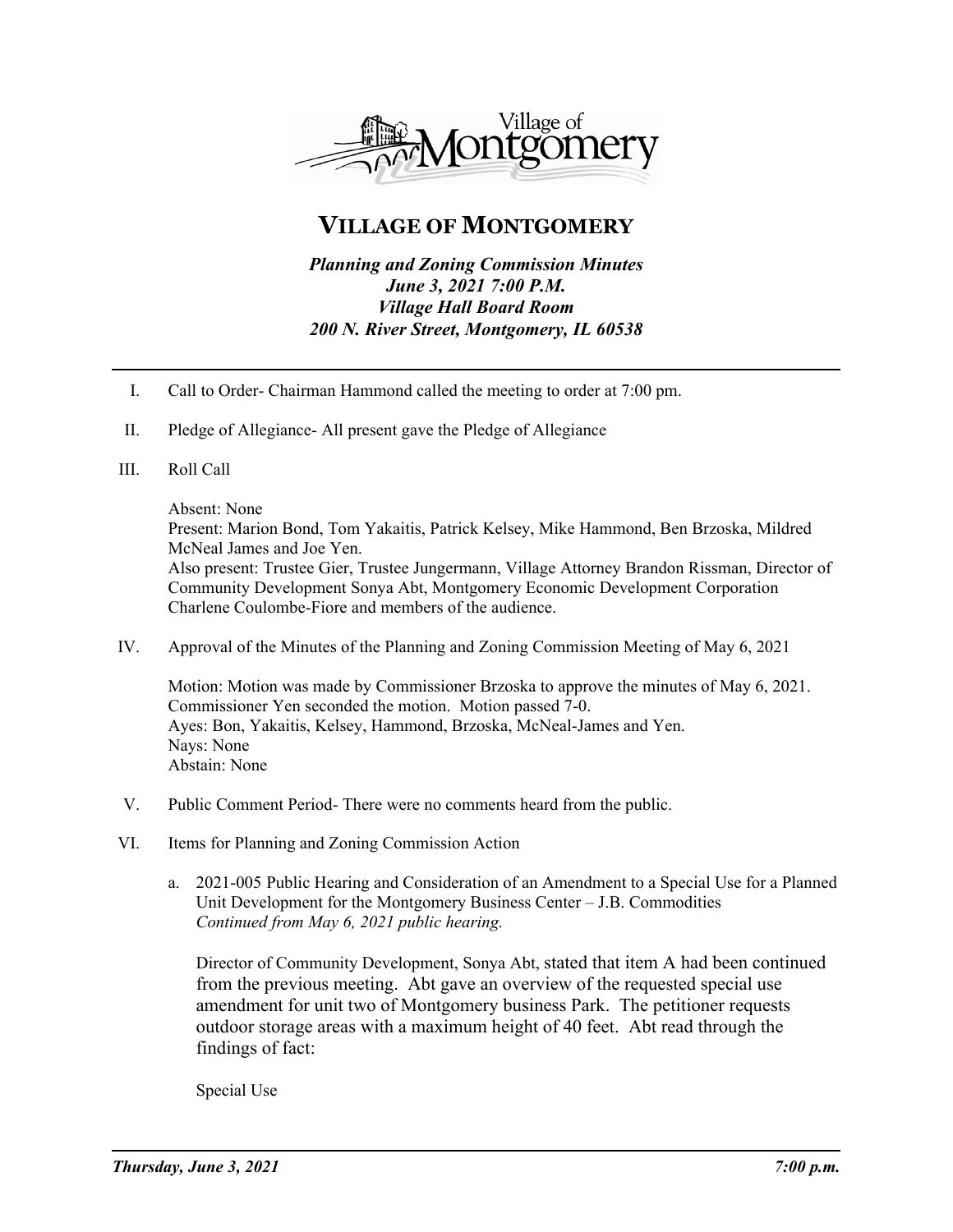# VILLAGE OF MONTGOMERY

***Planning and Zoning Commission Minutes***
***June 3, 2021 7:00 P.M.***
***Village Hall Board Room***
***200 N. River Street, Montgomery, IL 60538***

---

I. Call to Order- Chairman Hammond called the meeting to order at 7:00 pm.

II. Pledge of Allegiance- All present gave the Pledge of Allegiance

III. Roll Call

Absent: None
Present: Marion Bond, Tom Yakaitis, Patrick Kelsey, Mike Hammond, Ben Brzoska, Mildred McNeal James and Joe Yen.
Also present: Trustee Gier, Trustee Jungermann, Village Attorney Brandon Rissman, Director of Community Development Sonya Abt, Montgomery Economic Development Corporation Charlene Coulombe-Fiore and members of the audience.

IV. Approval of the Minutes of the Planning and Zoning Commission Meeting of May 6, 2021

Motion: Motion was made by Commissioner Brzoska to approve the minutes of May 6, 2021. Commissioner Yen seconded the motion. Motion passed 7-0.
Ayes: Bon, Yakaitis, Kelsey, Hammond, Brzoska, McNeal-James and Yen.
Nays: None
Abstain: None

V. Public Comment Period- There were no comments heard from the public.

VI. Items for Planning and Zoning Commission Action

a. 2021-005 Public Hearing and Consideration of an Amendment to a Special Use for a Planned Unit Development for the Montgomery Business Center – J.B. Commodities
*Continued from May 6, 2021 public hearing.*

Director of Community Development, Sonya Abt, stated that item A had been continued from the previous meeting. Abt gave an overview of the requested special use amendment for unit two of Montgomery business Park. The petitioner requests outdoor storage areas with a maximum height of 40 feet. Abt read through the findings of fact:

Special Use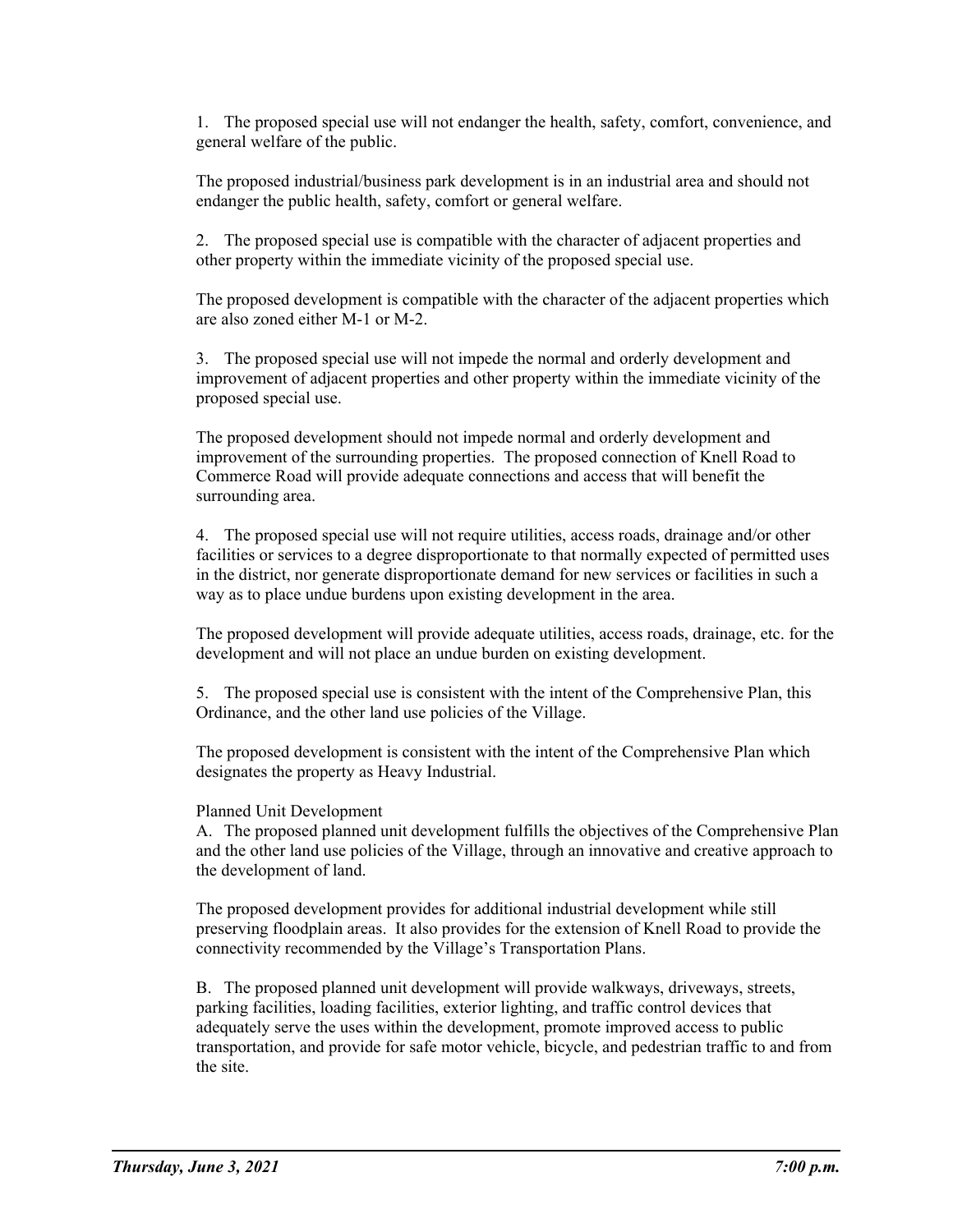1. The proposed special use will not endanger the health, safety, comfort, convenience, and general welfare of the public.

The proposed industrial/business park development is in an industrial area and should not endanger the public health, safety, comfort or general welfare.

2. The proposed special use is compatible with the character of adjacent properties and other property within the immediate vicinity of the proposed special use.

The proposed development is compatible with the character of the adjacent properties which are also zoned either M-1 or M-2.

3. The proposed special use will not impede the normal and orderly development and improvement of adjacent properties and other property within the immediate vicinity of the proposed special use.

The proposed development should not impede normal and orderly development and improvement of the surrounding properties. The proposed connection of Knell Road to Commerce Road will provide adequate connections and access that will benefit the surrounding area.

4. The proposed special use will not require utilities, access roads, drainage and/or other facilities or services to a degree disproportionate to that normally expected of permitted uses in the district, nor generate disproportionate demand for new services or facilities in such a way as to place undue burdens upon existing development in the area.

The proposed development will provide adequate utilities, access roads, drainage, etc. for the development and will not place an undue burden on existing development.

5. The proposed special use is consistent with the intent of the Comprehensive Plan, this Ordinance, and the other land use policies of the Village.

The proposed development is consistent with the intent of the Comprehensive Plan which designates the property as Heavy Industrial.

Planned Unit Development

A. The proposed planned unit development fulfills the objectives of the Comprehensive Plan and the other land use policies of the Village, through an innovative and creative approach to the development of land.

The proposed development provides for additional industrial development while still preserving floodplain areas. It also provides for the extension of Knell Road to provide the connectivity recommended by the Village's Transportation Plans.

B. The proposed planned unit development will provide walkways, driveways, streets, parking facilities, loading facilities, exterior lighting, and traffic control devices that adequately serve the uses within the development, promote improved access to public transportation, and provide for safe motor vehicle, bicycle, and pedestrian traffic to and from the site.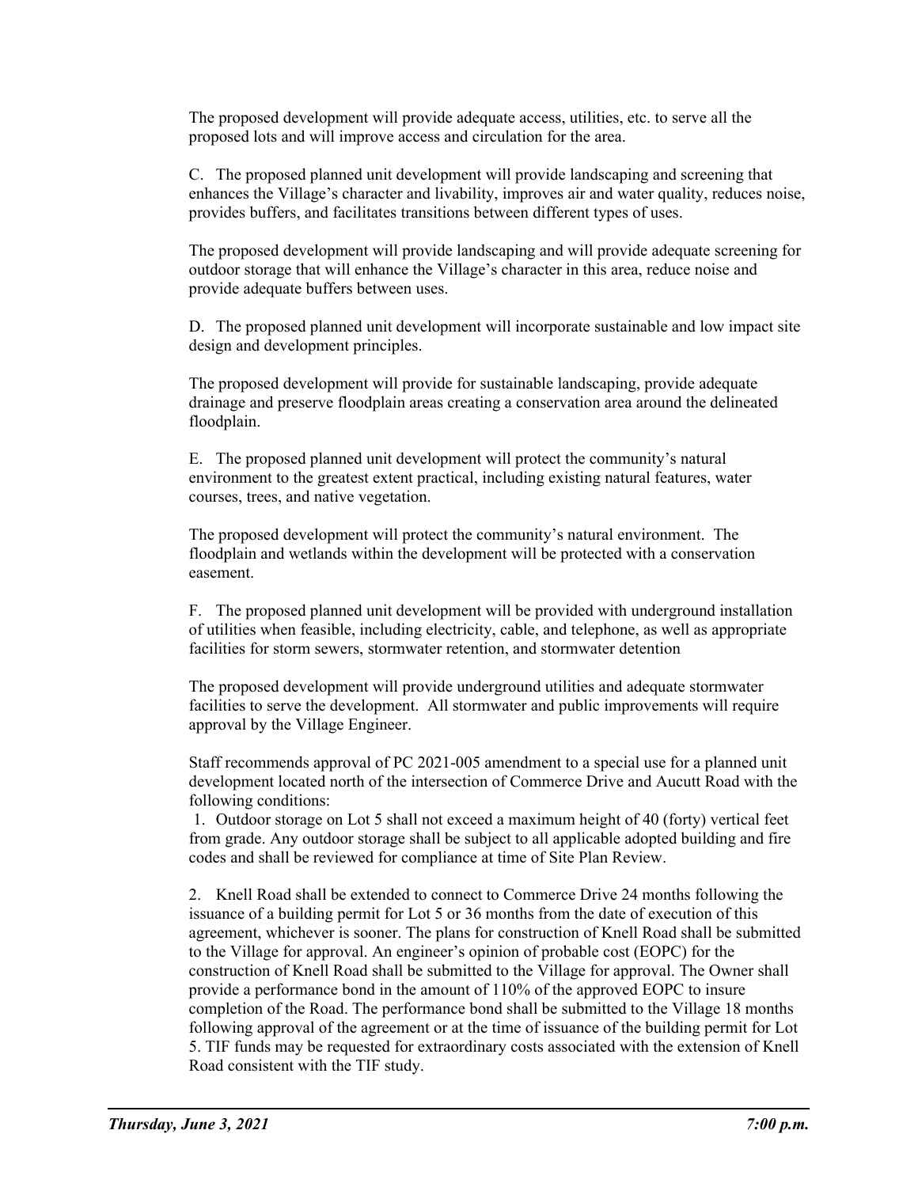The proposed development will provide adequate access, utilities, etc. to serve all the proposed lots and will improve access and circulation for the area.

C. The proposed planned unit development will provide landscaping and screening that enhances the Village's character and livability, improves air and water quality, reduces noise, provides buffers, and facilitates transitions between different types of uses.

The proposed development will provide landscaping and will provide adequate screening for outdoor storage that will enhance the Village's character in this area, reduce noise and provide adequate buffers between uses.

D. The proposed planned unit development will incorporate sustainable and low impact site design and development principles.

The proposed development will provide for sustainable landscaping, provide adequate drainage and preserve floodplain areas creating a conservation area around the delineated floodplain.

E. The proposed planned unit development will protect the community's natural environment to the greatest extent practical, including existing natural features, water courses, trees, and native vegetation.

The proposed development will protect the community's natural environment. The floodplain and wetlands within the development will be protected with a conservation easement.

F. The proposed planned unit development will be provided with underground installation of utilities when feasible, including electricity, cable, and telephone, as well as appropriate facilities for storm sewers, stormwater retention, and stormwater detention

The proposed development will provide underground utilities and adequate stormwater facilities to serve the development. All stormwater and public improvements will require approval by the Village Engineer.

Staff recommends approval of PC 2021-005 amendment to a special use for a planned unit development located north of the intersection of Commerce Drive and Aucutt Road with the following conditions:

1. Outdoor storage on Lot 5 shall not exceed a maximum height of 40 (forty) vertical feet from grade. Any outdoor storage shall be subject to all applicable adopted building and fire codes and shall be reviewed for compliance at time of Site Plan Review.

2. Knell Road shall be extended to connect to Commerce Drive 24 months following the issuance of a building permit for Lot 5 or 36 months from the date of execution of this agreement, whichever is sooner. The plans for construction of Knell Road shall be submitted to the Village for approval. An engineer's opinion of probable cost (EOPC) for the construction of Knell Road shall be submitted to the Village for approval. The Owner shall provide a performance bond in the amount of 110% of the approved EOPC to insure completion of the Road. The performance bond shall be submitted to the Village 18 months following approval of the agreement or at the time of issuance of the building permit for Lot 5. TIF funds may be requested for extraordinary costs associated with the extension of Knell Road consistent with the TIF study.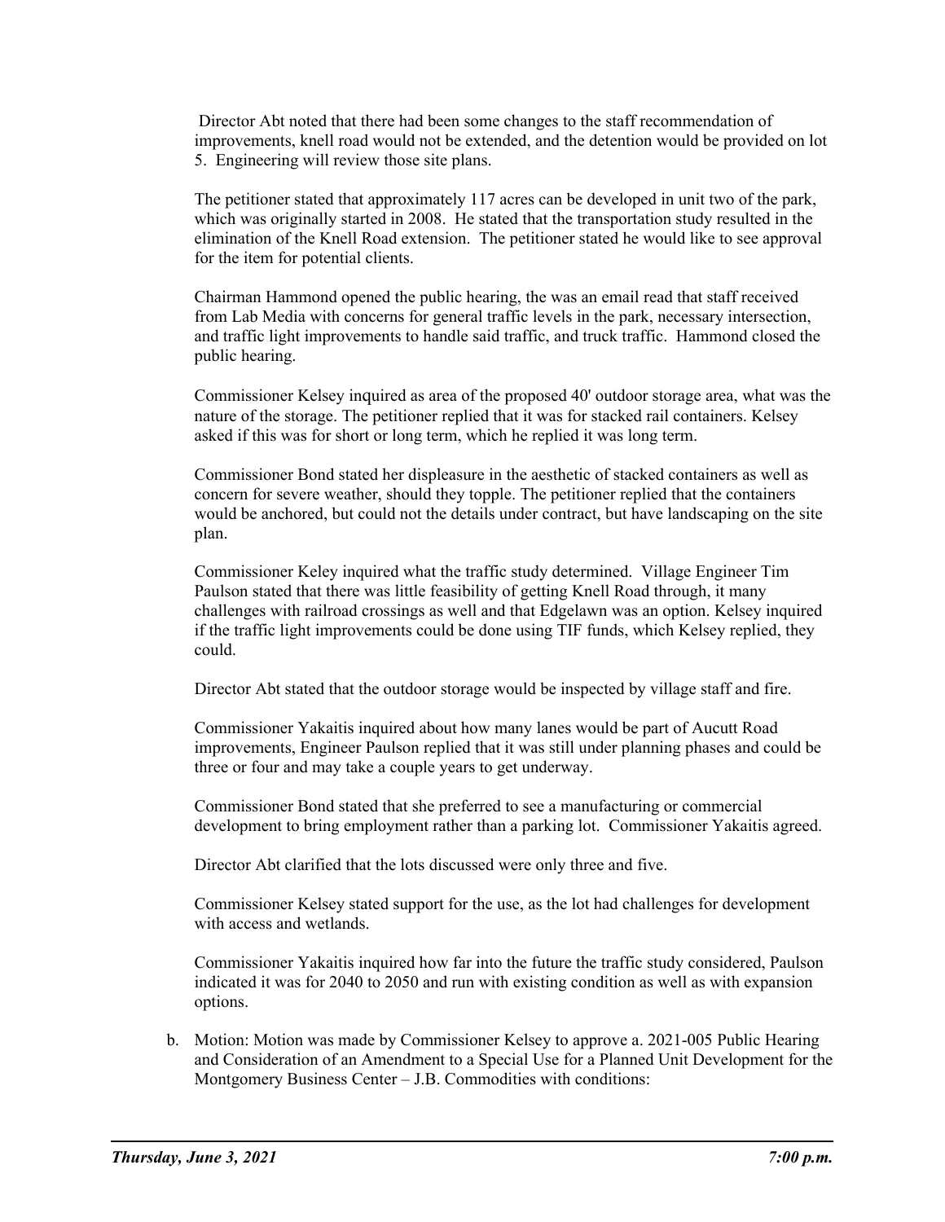Director Abt noted that there had been some changes to the staff recommendation of improvements, knell road would not be extended, and the detention would be provided on lot 5. Engineering will review those site plans.

The petitioner stated that approximately 117 acres can be developed in unit two of the park, which was originally started in 2008. He stated that the transportation study resulted in the elimination of the Knell Road extension. The petitioner stated he would like to see approval for the item for potential clients.

Chairman Hammond opened the public hearing, the was an email read that staff received from Lab Media with concerns for general traffic levels in the park, necessary intersection, and traffic light improvements to handle said traffic, and truck traffic. Hammond closed the public hearing.

Commissioner Kelsey inquired as area of the proposed 40' outdoor storage area, what was the nature of the storage. The petitioner replied that it was for stacked rail containers. Kelsey asked if this was for short or long term, which he replied it was long term.

Commissioner Bond stated her displeasure in the aesthetic of stacked containers as well as concern for severe weather, should they topple. The petitioner replied that the containers would be anchored, but could not the details under contract, but have landscaping on the site plan.

Commissioner Keley inquired what the traffic study determined. Village Engineer Tim Paulson stated that there was little feasibility of getting Knell Road through, it many challenges with railroad crossings as well and that Edgelawn was an option. Kelsey inquired if the traffic light improvements could be done using TIF funds, which Kelsey replied, they could.

Director Abt stated that the outdoor storage would be inspected by village staff and fire.

Commissioner Yakaitis inquired about how many lanes would be part of Aucutt Road improvements, Engineer Paulson replied that it was still under planning phases and could be three or four and may take a couple years to get underway.

Commissioner Bond stated that she preferred to see a manufacturing or commercial development to bring employment rather than a parking lot. Commissioner Yakaitis agreed.

Director Abt clarified that the lots discussed were only three and five.

Commissioner Kelsey stated support for the use, as the lot had challenges for development with access and wetlands.

Commissioner Yakaitis inquired how far into the future the traffic study considered, Paulson indicated it was for 2040 to 2050 and run with existing condition as well as with expansion options.

b. Motion: Motion was made by Commissioner Kelsey to approve a. 2021-005 Public Hearing and Consideration of an Amendment to a Special Use for a Planned Unit Development for the Montgomery Business Center – J.B. Commodities with conditions: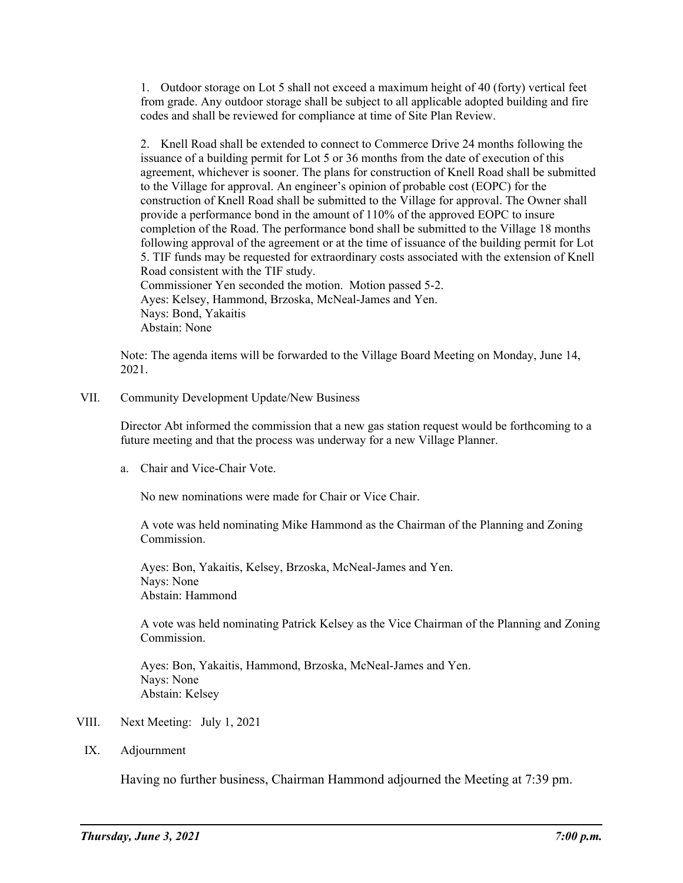1. Outdoor storage on Lot 5 shall not exceed a maximum height of 40 (forty) vertical feet from grade. Any outdoor storage shall be subject to all applicable adopted building and fire codes and shall be reviewed for compliance at time of Site Plan Review.

2. Knell Road shall be extended to connect to Commerce Drive 24 months following the issuance of a building permit for Lot 5 or 36 months from the date of execution of this agreement, whichever is sooner. The plans for construction of Knell Road shall be submitted to the Village for approval. An engineer's opinion of probable cost (EOPC) for the construction of Knell Road shall be submitted to the Village for approval. The Owner shall provide a performance bond in the amount of 110% of the approved EOPC to insure completion of the Road. The performance bond shall be submitted to the Village 18 months following approval of the agreement or at the time of issuance of the building permit for Lot 5. TIF funds may be requested for extraordinary costs associated with the extension of Knell Road consistent with the TIF study.

Commissioner Yen seconded the motion. Motion passed 5-2.
Ayes: Kelsey, Hammond, Brzoska, McNeal-James and Yen.
Nays: Bond, Yakaitis
Abstain: None

Note: The agenda items will be forwarded to the Village Board Meeting on Monday, June 14, 2021.

VII. Community Development Update/New Business

Director Abt informed the commission that a new gas station request would be forthcoming to a future meeting and that the process was underway for a new Village Planner.

a. Chair and Vice-Chair Vote.

No new nominations were made for Chair or Vice Chair.

A vote was held nominating Mike Hammond as the Chairman of the Planning and Zoning Commission.

Ayes: Bon, Yakaitis, Kelsey, Brzoska, McNeal-James and Yen.
Nays: None
Abstain: Hammond

A vote was held nominating Patrick Kelsey as the Vice Chairman of the Planning and Zoning Commission.

Ayes: Bon, Yakaitis, Hammond, Brzoska, McNeal-James and Yen.
Nays: None
Abstain: Kelsey

VIII. Next Meeting: July 1, 2021

IX. Adjournment

Having no further business, Chairman Hammond adjourned the Meeting at 7:39 pm.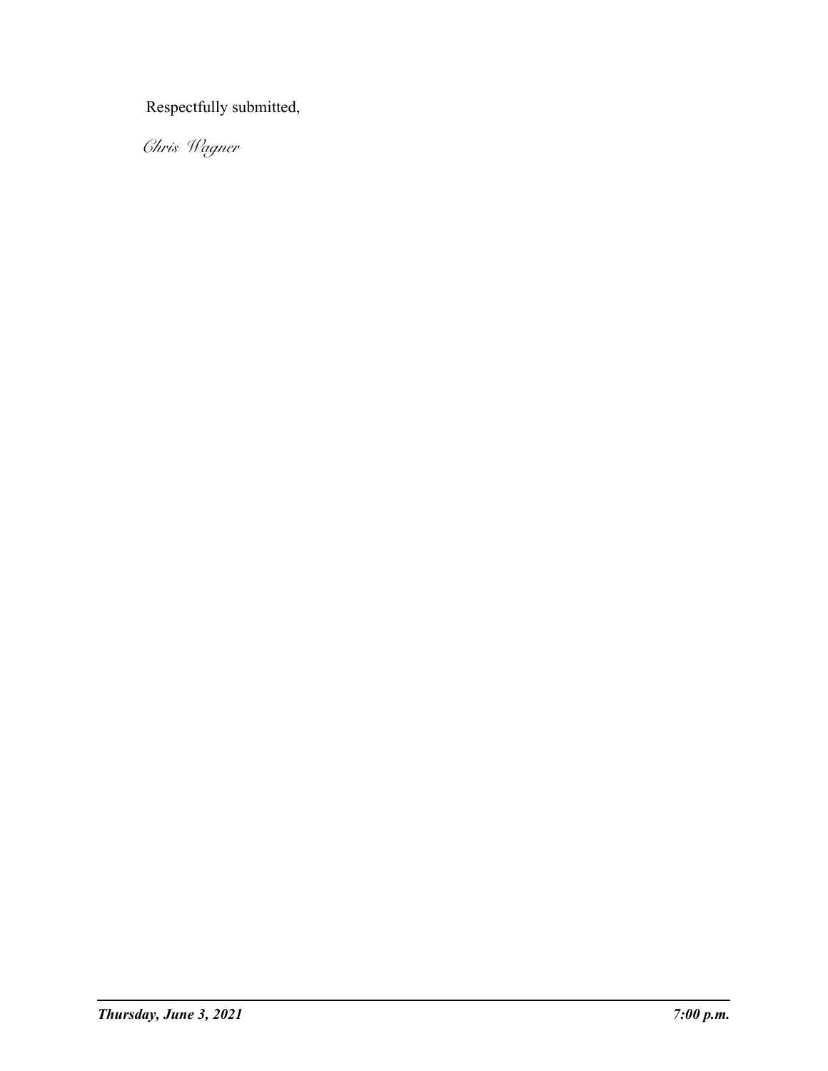Respectfully submitted,

*Chris Wagner*